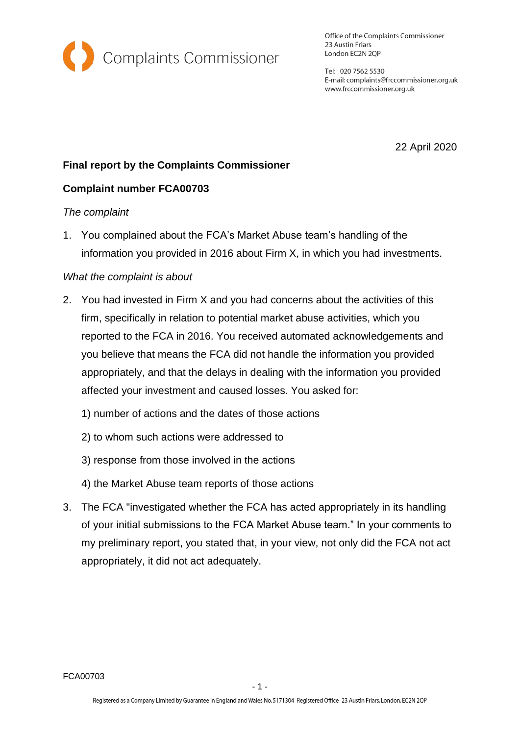Complaints Commissioner

Office of the Complaints Commissioner
23 Austin Friars
London EC2N 2QP

Tel: 020 7562 5530
E-mail: complaints@frccommissioner.org.uk
www.frccommissioner.org.uk

22 April 2020

**Final report by the Complaints Commissioner**

**Complaint number FCA00703**

*The complaint*

1. You complained about the FCA's Market Abuse team's handling of the information you provided in 2016 about Firm X, in which you had investments.

*What the complaint is about*

2. You had invested in Firm X and you had concerns about the activities of this firm, specifically in relation to potential market abuse activities, which you reported to the FCA in 2016. You received automated acknowledgements and you believe that means the FCA did not handle the information you provided appropriately, and that the delays in dealing with the information you provided affected your investment and caused losses. You asked for:

   1) number of actions and the dates of those actions

   2) to whom such actions were addressed to

   3) response from those involved in the actions

   4) the Market Abuse team reports of those actions

3. The FCA "investigated whether the FCA has acted appropriately in its handling of your initial submissions to the FCA Market Abuse team." In your comments to my preliminary report, you stated that, in your view, not only did the FCA not act appropriately, it did not act adequately.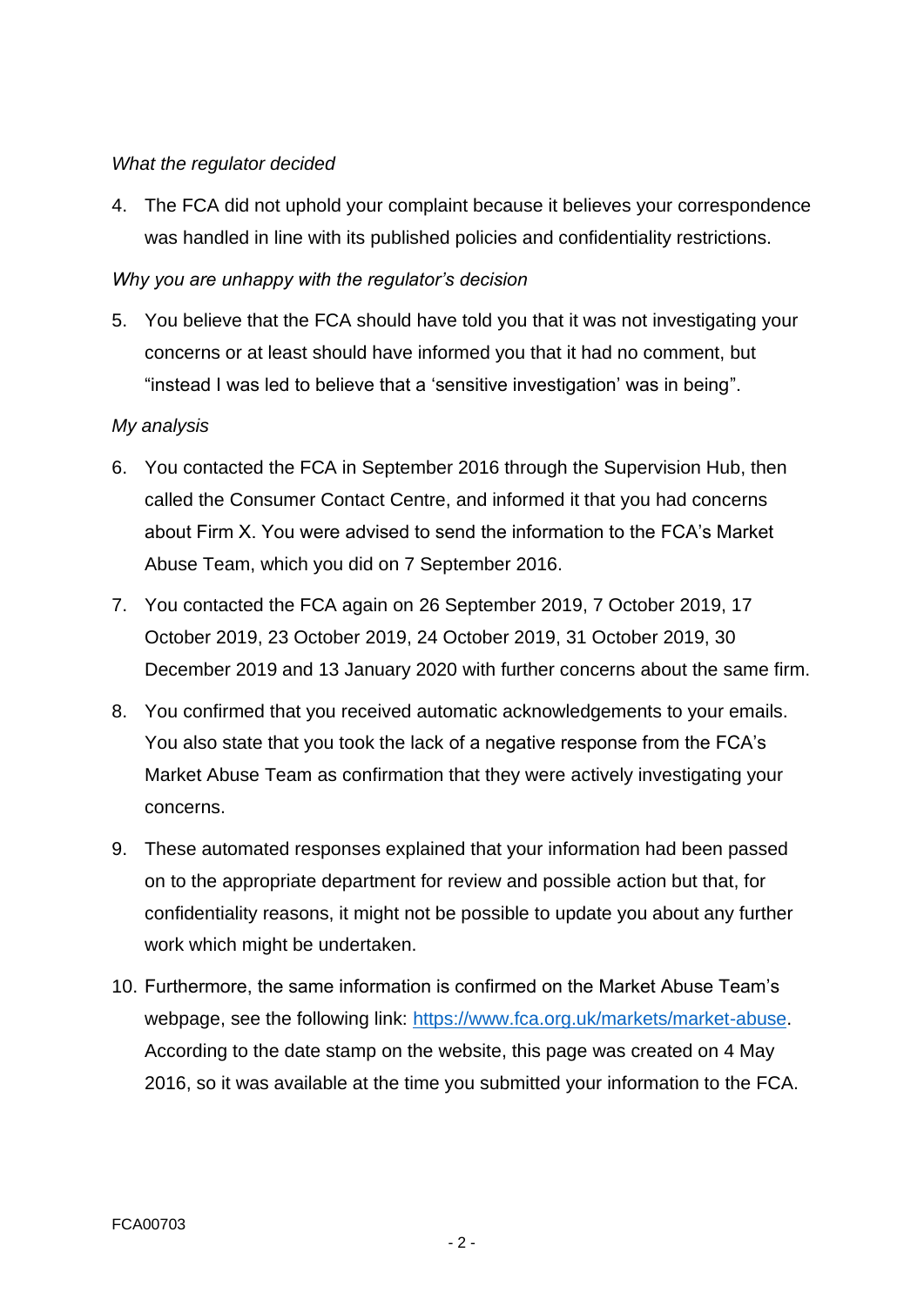*What the regulator decided*

4. The FCA did not uphold your complaint because it believes your correspondence was handled in line with its published policies and confidentiality restrictions.

*Why you are unhappy with the regulator's decision*

5. You believe that the FCA should have told you that it was not investigating your concerns or at least should have informed you that it had no comment, but "instead I was led to believe that a 'sensitive investigation' was in being".

*My analysis*

6. You contacted the FCA in September 2016 through the Supervision Hub, then called the Consumer Contact Centre, and informed it that you had concerns about Firm X. You were advised to send the information to the FCA's Market Abuse Team, which you did on 7 September 2016.

7. You contacted the FCA again on 26 September 2019, 7 October 2019, 17 October 2019, 23 October 2019, 24 October 2019, 31 October 2019, 30 December 2019 and 13 January 2020 with further concerns about the same firm.

8. You confirmed that you received automatic acknowledgements to your emails. You also state that you took the lack of a negative response from the FCA's Market Abuse Team as confirmation that they were actively investigating your concerns.

9. These automated responses explained that your information had been passed on to the appropriate department for review and possible action but that, for confidentiality reasons, it might not be possible to update you about any further work which might be undertaken.

10. Furthermore, the same information is confirmed on the Market Abuse Team's webpage, see the following link: [https://www.fca.org.uk/markets/market-abuse](https://www.fca.org.uk/markets/market-abuse). According to the date stamp on the website, this page was created on 4 May 2016, so it was available at the time you submitted your information to the FCA.

FCA00703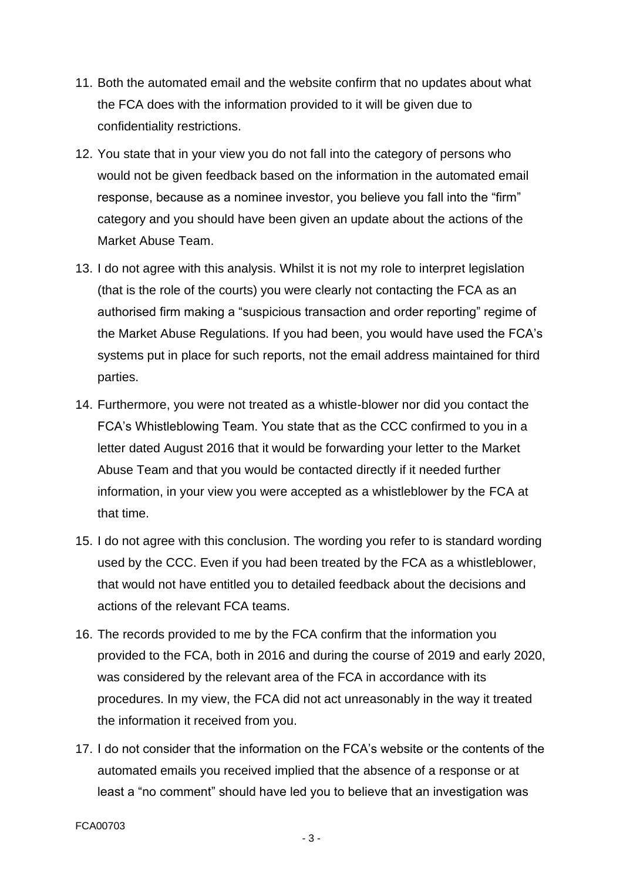11. Both the automated email and the website confirm that no updates about what the FCA does with the information provided to it will be given due to confidentiality restrictions.

12. You state that in your view you do not fall into the category of persons who would not be given feedback based on the information in the automated email response, because as a nominee investor, you believe you fall into the "firm" category and you should have been given an update about the actions of the Market Abuse Team.

13. I do not agree with this analysis. Whilst it is not my role to interpret legislation (that is the role of the courts) you were clearly not contacting the FCA as an authorised firm making a "suspicious transaction and order reporting" regime of the Market Abuse Regulations. If you had been, you would have used the FCA's systems put in place for such reports, not the email address maintained for third parties.

14. Furthermore, you were not treated as a whistle-blower nor did you contact the FCA's Whistleblowing Team. You state that as the CCC confirmed to you in a letter dated August 2016 that it would be forwarding your letter to the Market Abuse Team and that you would be contacted directly if it needed further information, in your view you were accepted as a whistleblower by the FCA at that time.

15. I do not agree with this conclusion. The wording you refer to is standard wording used by the CCC. Even if you had been treated by the FCA as a whistleblower, that would not have entitled you to detailed feedback about the decisions and actions of the relevant FCA teams.

16. The records provided to me by the FCA confirm that the information you provided to the FCA, both in 2016 and during the course of 2019 and early 2020, was considered by the relevant area of the FCA in accordance with its procedures. In my view, the FCA did not act unreasonably in the way it treated the information it received from you.

17. I do not consider that the information on the FCA's website or the contents of the automated emails you received implied that the absence of a response or at least a "no comment" should have led you to believe that an investigation was

FCA00703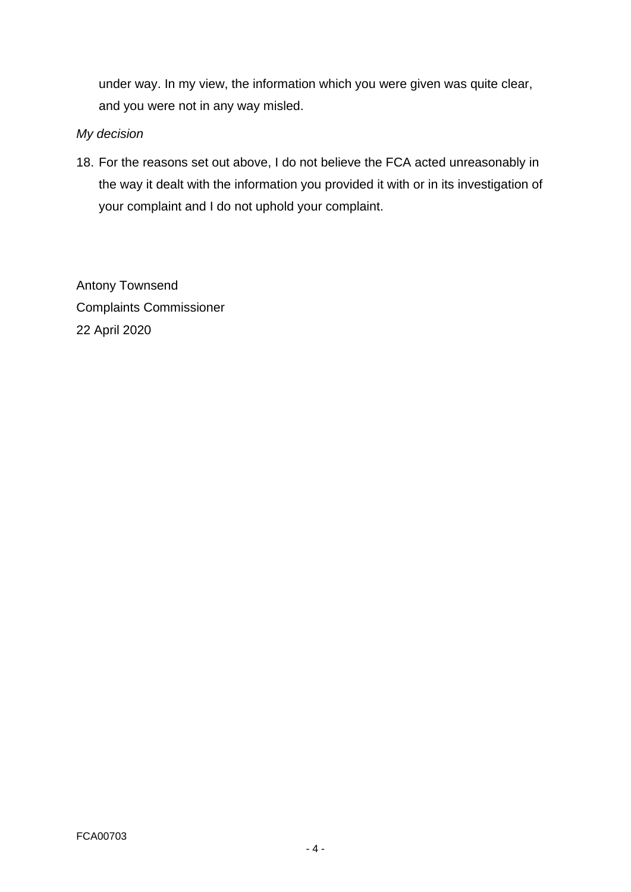under way. In my view, the information which you were given was quite clear, and you were not in any way misled.

*My decision*

18. For the reasons set out above, I do not believe the FCA acted unreasonably in the way it dealt with the information you provided it with or in its investigation of your complaint and I do not uphold your complaint.

Antony Townsend
Complaints Commissioner
22 April 2020

FCA00703